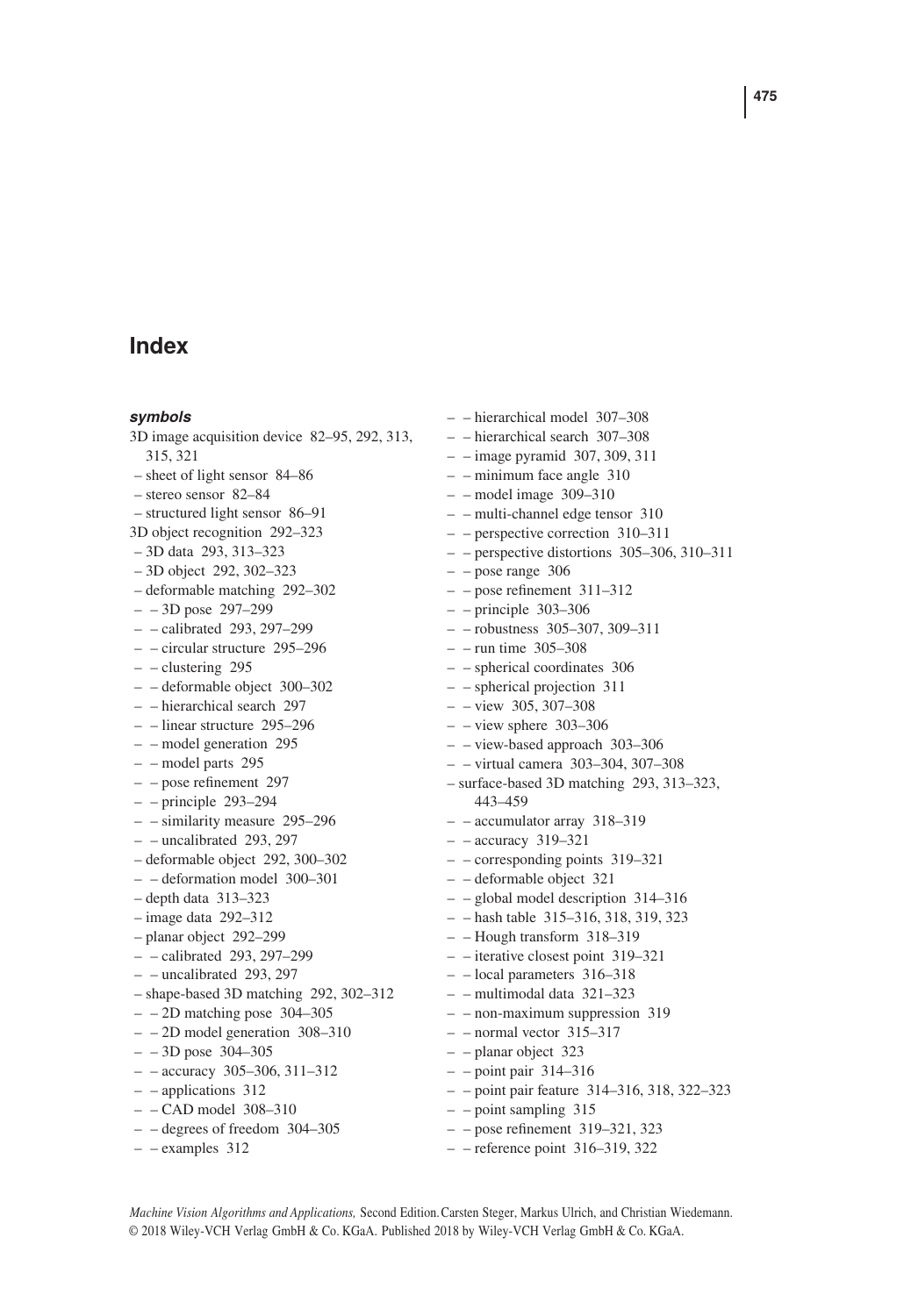# Index

### *symbols*

3D image acquisition device 82–95, 292, 313, 315, 321
– sheet of light sensor 84–86
– stereo sensor 82–84
– structured light sensor 86–91

3D object recognition 292–323
– 3D data 293, 313–323
– 3D object 292, 302–323
– deformable matching 292–302
– – 3D pose 297–299
– – calibrated 293, 297–299
– – circular structure 295–296
– – clustering 295
– – deformable object 300–302
– – hierarchical search 297
– – linear structure 295–296
– – model generation 295
– – model parts 295
– – pose refinement 297
– – principle 293–294
– – similarity measure 295–296
– – uncalibrated 293, 297
– deformable object 292, 300–302
– – deformation model 300–301
– depth data 313–323
– image data 292–312
– planar object 292–299
– – calibrated 293, 297–299
– – uncalibrated 293, 297
– shape-based 3D matching 292, 302–312
– – 2D matching pose 304–305
– – 2D model generation 308–310
– – 3D pose 304–305
– – accuracy 305–306, 311–312
– – applications 312
– – CAD model 308–310
– – degrees of freedom 304–305
– – examples 312
– – hierarchical model 307–308
– – hierarchical search 307–308
– – image pyramid 307, 309, 311
– – minimum face angle 310
– – model image 309–310
– – multi-channel edge tensor 310
– – perspective correction 310–311
– – perspective distortions 305–306, 310–311
– – pose range 306
– – pose refinement 311–312
– – principle 303–306
– – robustness 305–307, 309–311
– – run time 305–308
– – spherical coordinates 306
– – spherical projection 311
– – view 305, 307–308
– – view sphere 303–306
– – view-based approach 303–306
– – virtual camera 303–304, 307–308
– surface-based 3D matching 293, 313–323, 443–459
– – accumulator array 318–319
– – accuracy 319–321
– – corresponding points 319–321
– – deformable object 321
– – global model description 314–316
– – hash table 315–316, 318, 319, 323
– – Hough transform 318–319
– – iterative closest point 319–321
– – local parameters 316–318
– – multimodal data 321–323
– – non-maximum suppression 319
– – normal vector 315–317
– – planar object 323
– – point pair 314–316
– – point pair feature 314–316, 318, 322–323
– – point sampling 315
– – pose refinement 319–321, 323
– – reference point 316–319, 322

*Machine Vision Algorithms and Applications,* Second Edition. Carsten Steger, Markus Ulrich, and Christian Wiedemann.
© 2018 Wiley-VCH Verlag GmbH & Co. KGaA. Published 2018 by Wiley-VCH Verlag GmbH & Co. KGaA.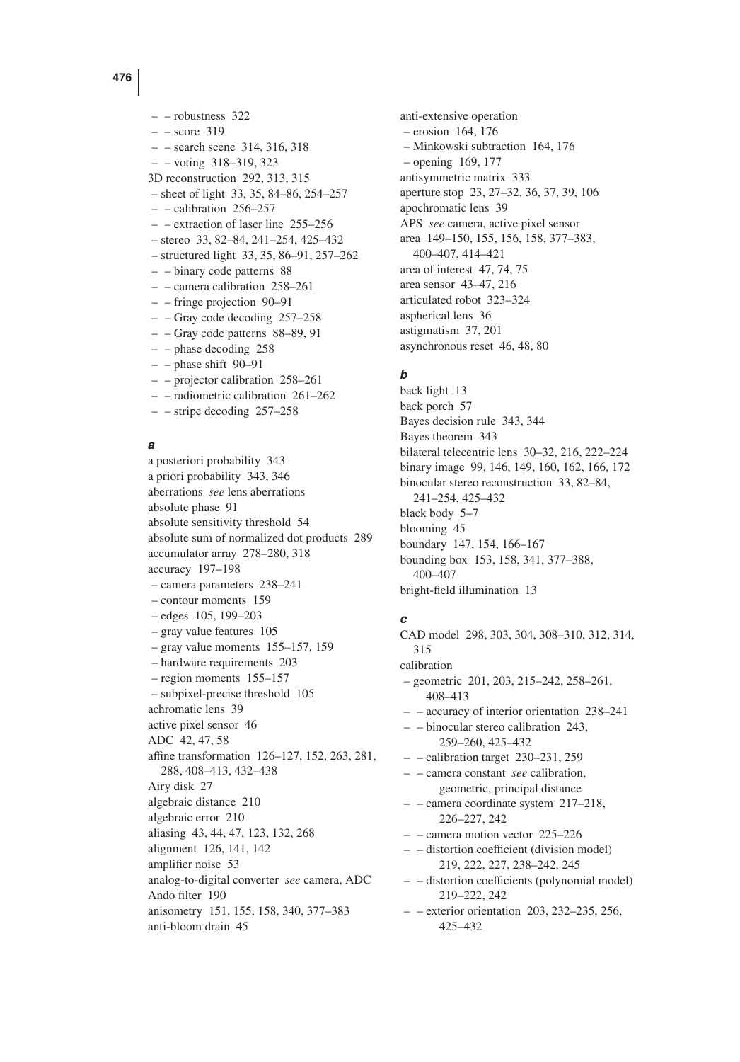– – robustness 322
– – score 319
– – search scene 314, 316, 318
– – voting 318–319, 323
3D reconstruction 292, 313, 315
– sheet of light 33, 35, 84–86, 254–257
– – calibration 256–257
– – extraction of laser line 255–256
– stereo 33, 82–84, 241–254, 425–432
– structured light 33, 35, 86–91, 257–262
– – binary code patterns 88
– – camera calibration 258–261
– – fringe projection 90–91
– – Gray code decoding 257–258
– – Gray code patterns 88–89, 91
– – phase decoding 258
– – phase shift 90–91
– – projector calibration 258–261
– – radiometric calibration 261–262
– – stripe decoding 257–258

### *a*

a posteriori probability 343
a priori probability 343, 346
aberrations *see* lens aberrations
absolute phase 91
absolute sensitivity threshold 54
absolute sum of normalized dot products 289
accumulator array 278–280, 318
accuracy 197–198
– camera parameters 238–241
– contour moments 159
– edges 105, 199–203
– gray value features 105
– gray value moments 155–157, 159
– hardware requirements 203
– region moments 155–157
– subpixel-precise threshold 105
achromatic lens 39
active pixel sensor 46
ADC 42, 47, 58
affine transformation 126–127, 152, 263, 281, 288, 408–413, 432–438
Airy disk 27
algebraic distance 210
algebraic error 210
aliasing 43, 44, 47, 123, 132, 268
alignment 126, 141, 142
amplifier noise 53
analog-to-digital converter *see* camera, ADC
Ando filter 190
anisometry 151, 155, 158, 340, 377–383
anti-bloom drain 45
anti-extensive operation
– erosion 164, 176
– Minkowski subtraction 164, 176
– opening 169, 177
antisymmetric matrix 333
aperture stop 23, 27–32, 36, 37, 39, 106
apochromatic lens 39
APS *see* camera, active pixel sensor
area 149–150, 155, 156, 158, 377–383, 400–407, 414–421
area of interest 47, 74, 75
area sensor 43–47, 216
articulated robot 323–324
aspherical lens 36
astigmatism 37, 201
asynchronous reset 46, 48, 80

### *b*

back light 13
back porch 57
Bayes decision rule 343, 344
Bayes theorem 343
bilateral telecentric lens 30–32, 216, 222–224
binary image 99, 146, 149, 160, 162, 166, 172
binocular stereo reconstruction 33, 82–84, 241–254, 425–432
black body 5–7
blooming 45
boundary 147, 154, 166–167
bounding box 153, 158, 341, 377–388, 400–407
bright-field illumination 13

### *c*

CAD model 298, 303, 304, 308–310, 312, 314, 315
calibration
– geometric 201, 203, 215–242, 258–261, 408–413
– – accuracy of interior orientation 238–241
– – binocular stereo calibration 243, 259–260, 425–432
– – calibration target 230–231, 259
– – camera constant *see* calibration, geometric, principal distance
– – camera coordinate system 217–218, 226–227, 242
– – camera motion vector 225–226
– – distortion coefficient (division model) 219, 222, 227, 238–242, 245
– – distortion coefficients (polynomial model) 219–222, 242
– – exterior orientation 203, 232–235, 256, 425–432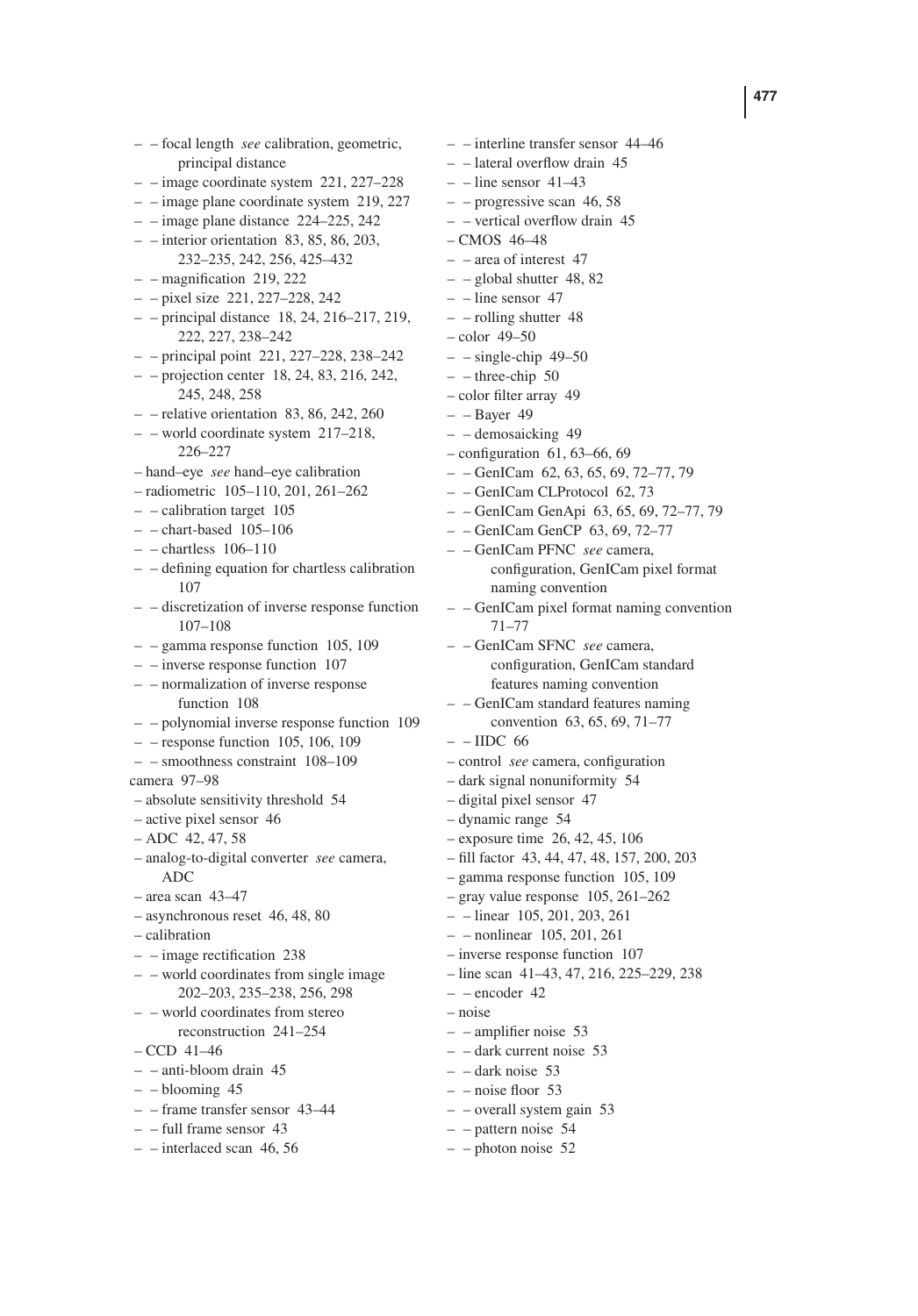– – focal length *see* calibration, geometric, principal distance
– – image coordinate system 221, 227–228
– – image plane coordinate system 219, 227
– – image plane distance 224–225, 242
– – interior orientation 83, 85, 86, 203, 232–235, 242, 256, 425–432
– – magnification 219, 222
– – pixel size 221, 227–228, 242
– – principal distance 18, 24, 216–217, 219, 222, 227, 238–242
– – principal point 221, 227–228, 238–242
– – projection center 18, 24, 83, 216, 242, 245, 248, 258
– – relative orientation 83, 86, 242, 260
– – world coordinate system 217–218, 226–227
– hand–eye *see* hand–eye calibration
– radiometric 105–110, 201, 261–262
– – calibration target 105
– – chart-based 105–106
– – chartless 106–110
– – defining equation for chartless calibration 107
– – discretization of inverse response function 107–108
– – gamma response function 105, 109
– – inverse response function 107
– – normalization of inverse response function 108
– – polynomial inverse response function 109
– – response function 105, 106, 109
– – smoothness constraint 108–109
camera 97–98
– absolute sensitivity threshold 54
– active pixel sensor 46
– ADC 42, 47, 58
– analog-to-digital converter *see* camera, ADC
– area scan 43–47
– asynchronous reset 46, 48, 80
– calibration
– – image rectification 238
– – world coordinates from single image 202–203, 235–238, 256, 298
– – world coordinates from stereo reconstruction 241–254
– CCD 41–46
– – anti-bloom drain 45
– – blooming 45
– – frame transfer sensor 43–44
– – full frame sensor 43
– – interlaced scan 46, 56
– – interline transfer sensor 44–46
– – lateral overflow drain 45
– – line sensor 41–43
– – progressive scan 46, 58
– – vertical overflow drain 45
– CMOS 46–48
– – area of interest 47
– – global shutter 48, 82
– – line sensor 47
– – rolling shutter 48
– color 49–50
– – single-chip 49–50
– – three-chip 50
– color filter array 49
– – Bayer 49
– – demosaicking 49
– configuration 61, 63–66, 69
– – GenICam 62, 63, 65, 69, 72–77, 79
– – GenICam CLProtocol 62, 73
– – GenICam GenApi 63, 65, 69, 72–77, 79
– – GenICam GenCP 63, 69, 72–77
– – GenICam PFNC *see* camera, configuration, GenICam pixel format naming convention
– – GenICam pixel format naming convention 71–77
– – GenICam SFNC *see* camera, configuration, GenICam standard features naming convention
– – GenICam standard features naming convention 63, 65, 69, 71–77
– – IIDC 66
– control *see* camera, configuration
– dark signal nonuniformity 54
– digital pixel sensor 47
– dynamic range 54
– exposure time 26, 42, 45, 106
– fill factor 43, 44, 47, 48, 157, 200, 203
– gamma response function 105, 109
– gray value response 105, 261–262
– – linear 105, 201, 203, 261
– – nonlinear 105, 201, 261
– inverse response function 107
– line scan 41–43, 47, 216, 225–229, 238
– – encoder 42
– noise
– – amplifier noise 53
– – dark current noise 53
– – dark noise 53
– – noise floor 53
– – overall system gain 53
– – pattern noise 54
– – photon noise 52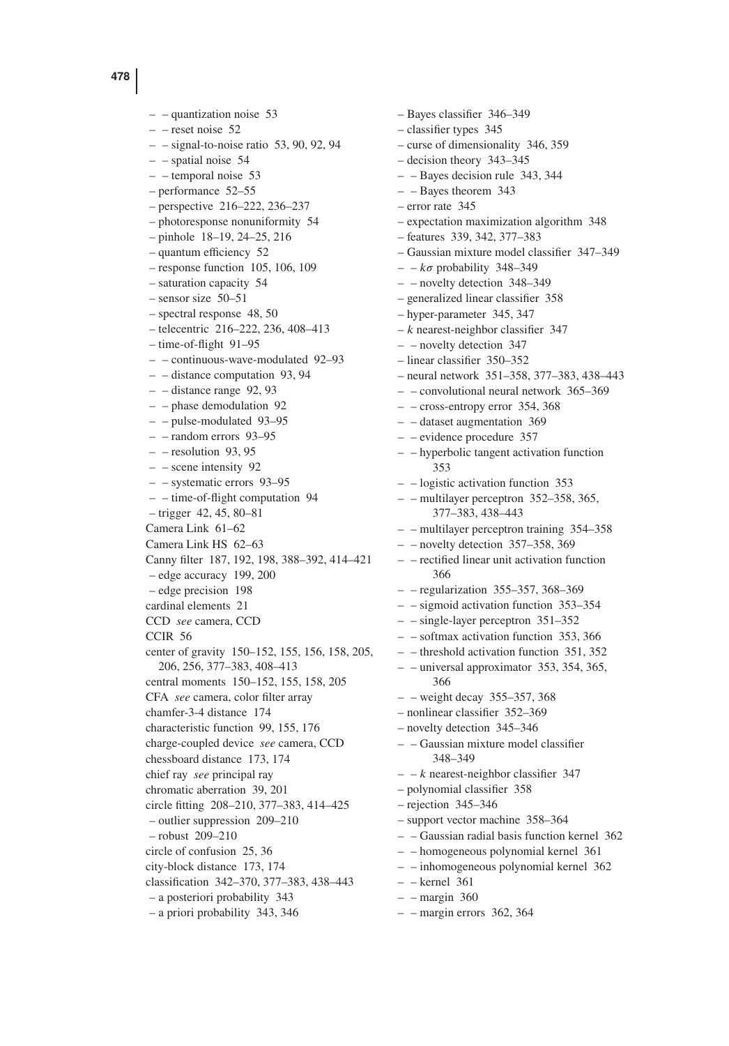– – quantization noise 53
– – reset noise 52
– – signal-to-noise ratio 53, 90, 92, 94
– – spatial noise 54
– – temporal noise 53
– performance 52–55
– perspective 216–222, 236–237
– photoresponse nonuniformity 54
– pinhole 18–19, 24–25, 216
– quantum efficiency 52
– response function 105, 106, 109
– saturation capacity 54
– sensor size 50–51
– spectral response 48, 50
– telecentric 216–222, 236, 408–413
– time-of-flight 91–95
– – continuous-wave-modulated 92–93
– – distance computation 93, 94
– – distance range 92, 93
– – phase demodulation 92
– – pulse-modulated 93–95
– – random errors 93–95
– – resolution 93, 95
– – scene intensity 92
– – systematic errors 93–95
– – time-of-flight computation 94
– trigger 42, 45, 80–81
Camera Link 61–62
Camera Link HS 62–63
Canny filter 187, 192, 198, 388–392, 414–421
– edge accuracy 199, 200
– edge precision 198
cardinal elements 21
CCD *see* camera, CCD
CCIR 56
center of gravity 150–152, 155, 156, 158, 205, 206, 256, 377–383, 408–413
central moments 150–152, 155, 158, 205
CFA *see* camera, color filter array
chamfer-3-4 distance 174
characteristic function 99, 155, 176
charge-coupled device *see* camera, CCD
chessboard distance 173, 174
chief ray *see* principal ray
chromatic aberration 39, 201
circle fitting 208–210, 377–383, 414–425
– outlier suppression 209–210
– robust 209–210
circle of confusion 25, 36
city-block distance 173, 174
classification 342–370, 377–383, 438–443
– a posteriori probability 343
– a priori probability 343, 346
– Bayes classifier 346–349
– classifier types 345
– curse of dimensionality 346, 359
– decision theory 343–345
– – Bayes decision rule 343, 344
– – Bayes theorem 343
– error rate 345
– expectation maximization algorithm 348
– features 339, 342, 377–383
– Gaussian mixture model classifier 347–349
– – $k\sigma$ probability 348–349
– – novelty detection 348–349
– generalized linear classifier 358
– hyper-parameter 345, 347
– $k$ nearest-neighbor classifier 347
– – novelty detection 347
– linear classifier 350–352
– neural network 351–358, 377–383, 438–443
– – convolutional neural network 365–369
– – cross-entropy error 354, 368
– – dataset augmentation 369
– – evidence procedure 357
– – hyperbolic tangent activation function 353
– – logistic activation function 353
– – multilayer perceptron 352–358, 365, 377–383, 438–443
– – multilayer perceptron training 354–358
– – novelty detection 357–358, 369
– – rectified linear unit activation function 366
– – regularization 355–357, 368–369
– – sigmoid activation function 353–354
– – single-layer perceptron 351–352
– – softmax activation function 353, 366
– – threshold activation function 351, 352
– – universal approximator 353, 354, 365, 366
– – weight decay 355–357, 368
– nonlinear classifier 352–369
– novelty detection 345–346
– – Gaussian mixture model classifier 348–349
– – $k$ nearest-neighbor classifier 347
– polynomial classifier 358
– rejection 345–346
– support vector machine 358–364
– – Gaussian radial basis function kernel 362
– – homogeneous polynomial kernel 361
– – inhomogeneous polynomial kernel 362
– – kernel 361
– – margin 360
– – margin errors 362, 364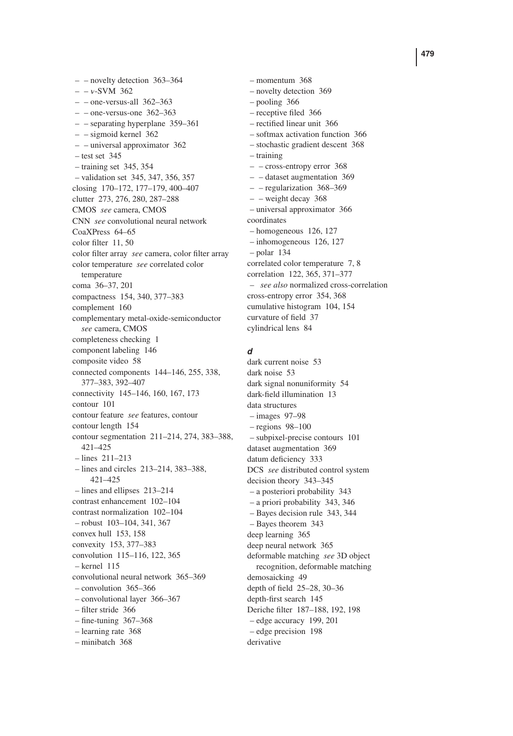– – novelty detection 363–364
– – $\nu$-SVM 362
– – one-versus-all 362–363
– – one-versus-one 362–363
– – separating hyperplane 359–361
– – sigmoid kernel 362
– – universal approximator 362
– test set 345
– training set 345, 354
– validation set 345, 347, 356, 357
closing 170–172, 177–179, 400–407
clutter 273, 276, 280, 287–288
CMOS *see* camera, CMOS
CNN *see* convolutional neural network
CoaXPress 64–65
color filter 11, 50
color filter array *see* camera, color filter array
color temperature *see* correlated color temperature
coma 36–37, 201
compactness 154, 340, 377–383
complement 160
complementary metal-oxide-semiconductor *see* camera, CMOS
completeness checking 1
component labeling 146
composite video 58
connected components 144–146, 255, 338, 377–383, 392–407
connectivity 145–146, 160, 167, 173
contour 101
contour feature *see* features, contour
contour length 154
contour segmentation 211–214, 274, 383–388, 421–425
– lines 211–213
– lines and circles 213–214, 383–388, 421–425
– lines and ellipses 213–214
contrast enhancement 102–104
contrast normalization 102–104
– robust 103–104, 341, 367
convex hull 153, 158
convexity 153, 377–383
convolution 115–116, 122, 365
– kernel 115
convolutional neural network 365–369
– convolution 365–366
– convolutional layer 366–367
– filter stride 366
– fine-tuning 367–368
– learning rate 368
– minibatch 368
– momentum 368
– novelty detection 369
– pooling 366
– receptive filed 366
– rectified linear unit 366
– softmax activation function 366
– stochastic gradient descent 368
– training
– – cross-entropy error 368
– – dataset augmentation 369
– – regularization 368–369
– – weight decay 368
– universal approximator 366
coordinates
– homogeneous 126, 127
– inhomogeneous 126, 127
– polar 134
correlated color temperature 7, 8
correlation 122, 365, 371–377
– *see also* normalized cross-correlation
cross-entropy error 354, 368
cumulative histogram 104, 154
curvature of field 37
cylindrical lens 84

### d

dark current noise 53
dark noise 53
dark signal nonuniformity 54
dark-field illumination 13
data structures
– images 97–98
– regions 98–100
– subpixel-precise contours 101
dataset augmentation 369
datum deficiency 333
DCS *see* distributed control system
decision theory 343–345
– a posteriori probability 343
– a priori probability 343, 346
– Bayes decision rule 343, 344
– Bayes theorem 343
deep learning 365
deep neural network 365
deformable matching *see* 3D object recognition, deformable matching
demosaicking 49
depth of field 25–28, 30–36
depth-first search 145
Deriche filter 187–188, 192, 198
– edge accuracy 199, 201
– edge precision 198
derivative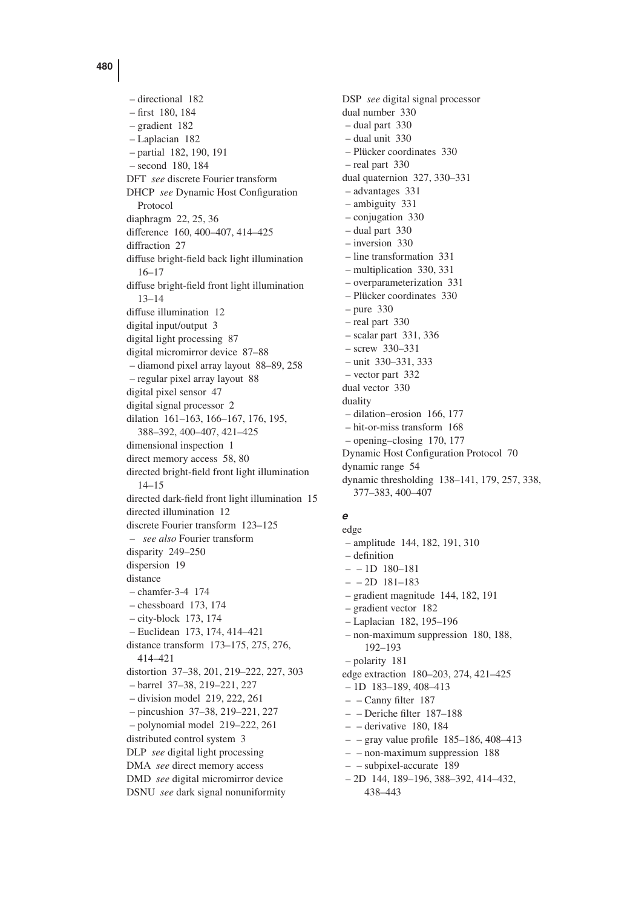– directional 182
– first 180, 184
– gradient 182
– Laplacian 182
– partial 182, 190, 191
– second 180, 184

DFT *see* discrete Fourier transform
DHCP *see* Dynamic Host Configuration Protocol
diaphragm 22, 25, 36
difference 160, 400–407, 414–425
diffraction 27
diffuse bright-field back light illumination 16–17
diffuse bright-field front light illumination 13–14
diffuse illumination 12
digital input/output 3
digital light processing 87
digital micromirror device 87–88
– diamond pixel array layout 88–89, 258
– regular pixel array layout 88
digital pixel sensor 47
digital signal processor 2
dilation 161–163, 166–167, 176, 195, 388–392, 400–407, 421–425
dimensional inspection 1
direct memory access 58, 80
directed bright-field front light illumination 14–15
directed dark-field front light illumination 15
directed illumination 12
discrete Fourier transform 123–125
– *see also* Fourier transform
disparity 249–250
dispersion 19
distance
– chamfer-3-4 174
– chessboard 173, 174
– city-block 173, 174
– Euclidean 173, 174, 414–421
distance transform 173–175, 275, 276, 414–421
distortion 37–38, 201, 219–222, 227, 303
– barrel 37–38, 219–221, 227
– division model 219, 222, 261
– pincushion 37–38, 219–221, 227
– polynomial model 219–222, 261
distributed control system 3
DLP *see* digital light processing
DMA *see* direct memory access
DMD *see* digital micromirror device
DSNU *see* dark signal nonuniformity
DSP *see* digital signal processor
dual number 330
– dual part 330
– dual unit 330
– Plücker coordinates 330
– real part 330
dual quaternion 327, 330–331
– advantages 331
– ambiguity 331
– conjugation 330
– dual part 330
– inversion 330
– line transformation 331
– multiplication 330, 331
– overparameterization 331
– Plücker coordinates 330
– pure 330
– real part 330
– scalar part 331, 336
– screw 330–331
– unit 330–331, 333
– vector part 332
dual vector 330
duality
– dilation–erosion 166, 177
– hit-or-miss transform 168
– opening–closing 170, 177
Dynamic Host Configuration Protocol 70
dynamic range 54
dynamic thresholding 138–141, 179, 257, 338, 377–383, 400–407

### *e*

edge
– amplitude 144, 182, 191, 310
– definition
– – 1D 180–181
– – 2D 181–183
– gradient magnitude 144, 182, 191
– gradient vector 182
– Laplacian 182, 195–196
– non-maximum suppression 180, 188, 192–193
– polarity 181
edge extraction 180–203, 274, 421–425
– 1D 183–189, 408–413
– – Canny filter 187
– – Deriche filter 187–188
– – derivative 180, 184
– – gray value profile 185–186, 408–413
– – non-maximum suppression 188
– – subpixel-accurate 189
– 2D 144, 189–196, 388–392, 414–432, 438–443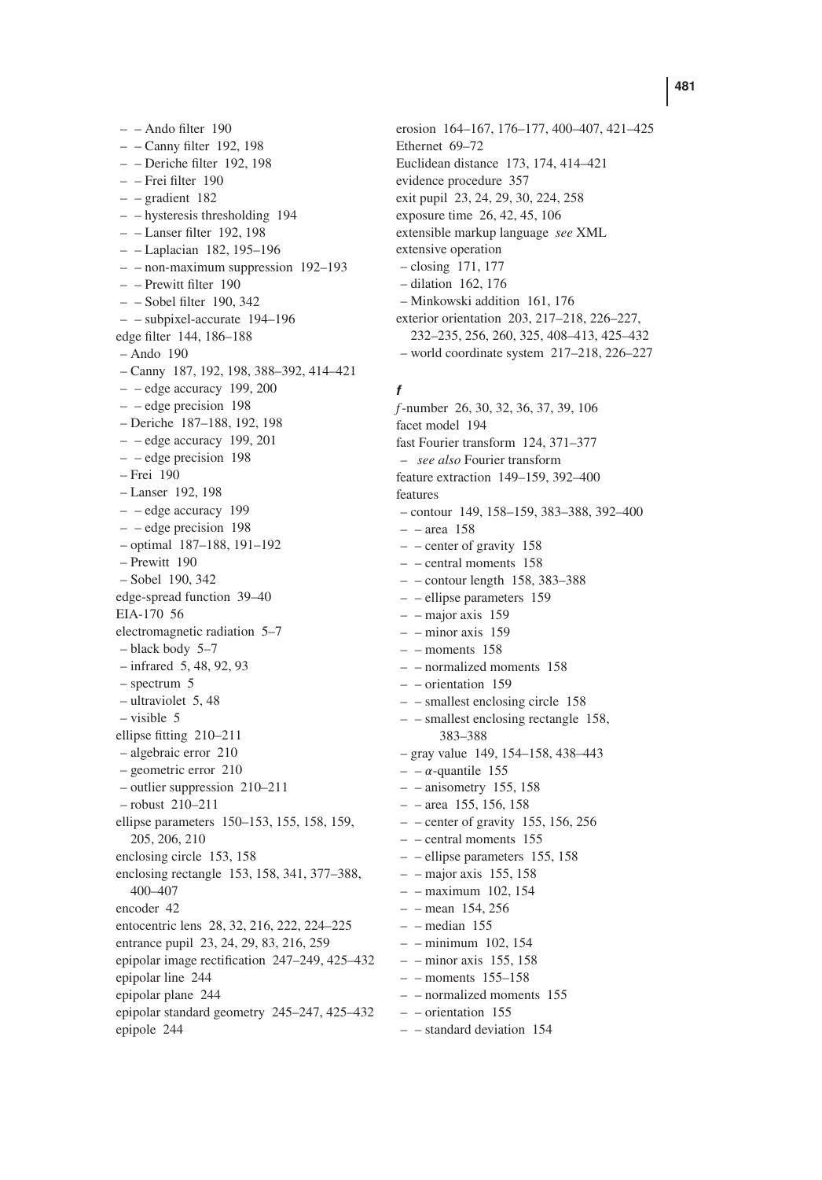– – Ando filter 190
– – Canny filter 192, 198
– – Deriche filter 192, 198
– – Frei filter 190
– – gradient 182
– – hysteresis thresholding 194
– – Lanser filter 192, 198
– – Laplacian 182, 195–196
– – non-maximum suppression 192–193
– – Prewitt filter 190
– – Sobel filter 190, 342
– – subpixel-accurate 194–196
edge filter 144, 186–188
– Ando 190
– Canny 187, 192, 198, 388–392, 414–421
– – edge accuracy 199, 200
– – edge precision 198
– Deriche 187–188, 192, 198
– – edge accuracy 199, 201
– – edge precision 198
– Frei 190
– Lanser 192, 198
– – edge accuracy 199
– – edge precision 198
– optimal 187–188, 191–192
– Prewitt 190
– Sobel 190, 342
edge-spread function 39–40
EIA-170 56
electromagnetic radiation 5–7
– black body 5–7
– infrared 5, 48, 92, 93
– spectrum 5
– ultraviolet 5, 48
– visible 5
ellipse fitting 210–211
– algebraic error 210
– geometric error 210
– outlier suppression 210–211
– robust 210–211
ellipse parameters 150–153, 155, 158, 159, 205, 206, 210
enclosing circle 153, 158
enclosing rectangle 153, 158, 341, 377–388, 400–407
encoder 42
entocentric lens 28, 32, 216, 222, 224–225
entrance pupil 23, 24, 29, 83, 216, 259
epipolar image rectification 247–249, 425–432
epipolar line 244
epipolar plane 244
epipolar standard geometry 245–247, 425–432
epipole 244
erosion 164–167, 176–177, 400–407, 421–425
Ethernet 69–72
Euclidean distance 173, 174, 414–421
evidence procedure 357
exit pupil 23, 24, 29, 30, 224, 258
exposure time 26, 42, 45, 106
extensible markup language *see* XML
extensive operation
– closing 171, 177
– dilation 162, 176
– Minkowski addition 161, 176
exterior orientation 203, 217–218, 226–227, 232–235, 256, 260, 325, 408–413, 425–432
– world coordinate system 217–218, 226–227

### *f*

*f*-number 26, 30, 32, 36, 37, 39, 106
facet model 194
fast Fourier transform 124, 371–377
– *see also* Fourier transform
feature extraction 149–159, 392–400
features
– contour 149, 158–159, 383–388, 392–400
– – area 158
– – center of gravity 158
– – central moments 158
– – contour length 158, 383–388
– – ellipse parameters 159
– – major axis 159
– – minor axis 159
– – moments 158
– – normalized moments 158
– – orientation 159
– – smallest enclosing circle 158
– – smallest enclosing rectangle 158, 383–388
– gray value 149, 154–158, 438–443
– – $\alpha$-quantile 155
– – anisometry 155, 158
– – area 155, 156, 158
– – center of gravity 155, 156, 256
– – central moments 155
– – ellipse parameters 155, 158
– – major axis 155, 158
– – maximum 102, 154
– – mean 154, 256
– – median 155
– – minimum 102, 154
– – minor axis 155, 158
– – moments 155–158
– – normalized moments 155
– – orientation 155
– – standard deviation 154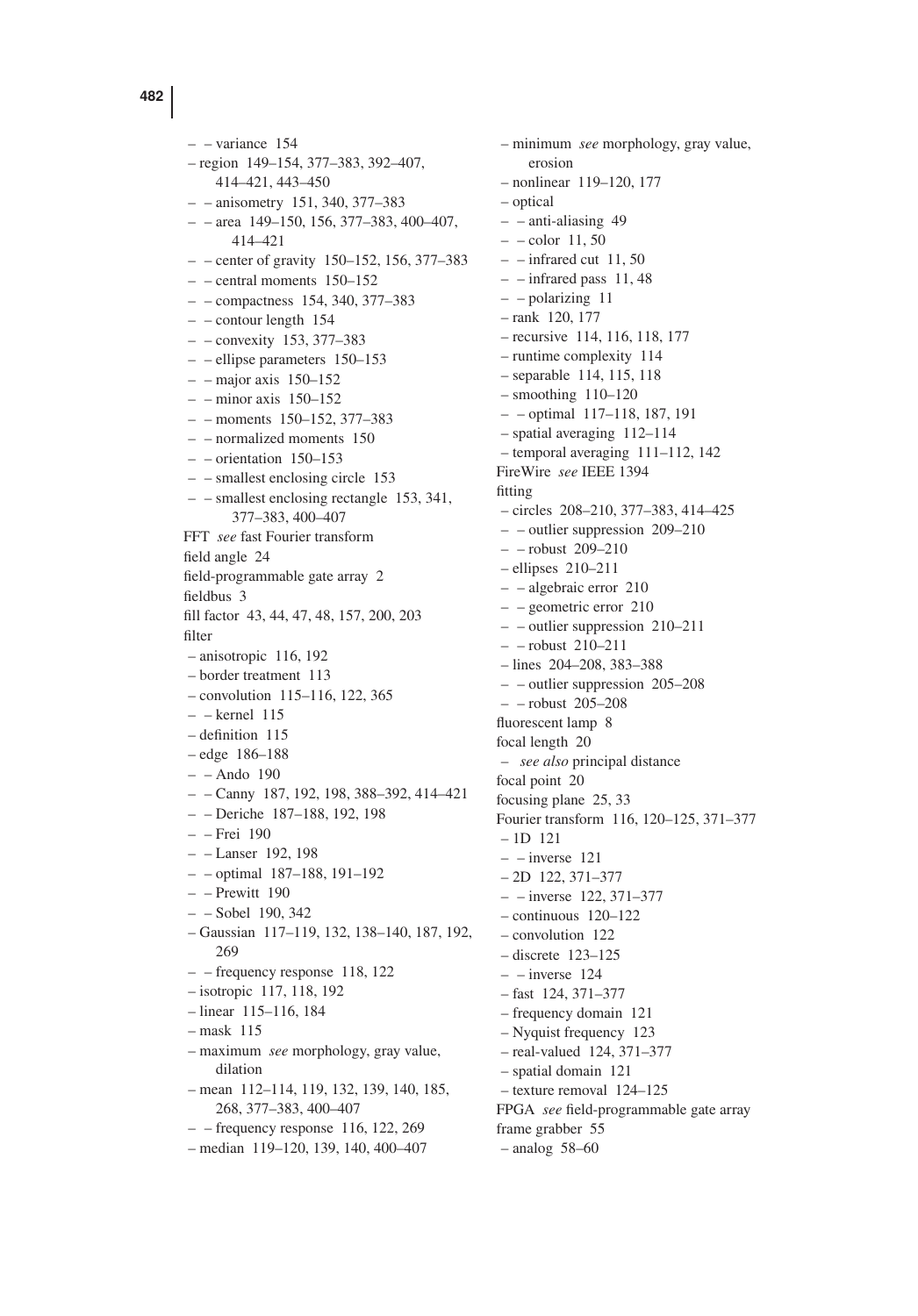– – variance 154
– region 149–154, 377–383, 392–407, 414–421, 443–450
– – anisometry 151, 340, 377–383
– – area 149–150, 156, 377–383, 400–407, 414–421
– – center of gravity 150–152, 156, 377–383
– – central moments 150–152
– – compactness 154, 340, 377–383
– – contour length 154
– – convexity 153, 377–383
– – ellipse parameters 150–153
– – major axis 150–152
– – minor axis 150–152
– – moments 150–152, 377–383
– – normalized moments 150
– – orientation 150–153
– – smallest enclosing circle 153
– – smallest enclosing rectangle 153, 341, 377–383, 400–407

FFT *see* fast Fourier transform
field angle 24
field-programmable gate array 2
fieldbus 3
fill factor 43, 44, 47, 48, 157, 200, 203
filter
– anisotropic 116, 192
– border treatment 113
– convolution 115–116, 122, 365
– – kernel 115
– definition 115
– edge 186–188
– – Ando 190
– – Canny 187, 192, 198, 388–392, 414–421
– – Deriche 187–188, 192, 198
– – Frei 190
– – Lanser 192, 198
– – optimal 187–188, 191–192
– – Prewitt 190
– – Sobel 190, 342
– Gaussian 117–119, 132, 138–140, 187, 192, 269
– – frequency response 118, 122
– isotropic 117, 118, 192
– linear 115–116, 184
– mask 115
– maximum *see* morphology, gray value, dilation
– mean 112–114, 119, 132, 139, 140, 185, 268, 377–383, 400–407
– – frequency response 116, 122, 269
– median 119–120, 139, 140, 400–407
– minimum *see* morphology, gray value, erosion
– nonlinear 119–120, 177
– optical
– – anti-aliasing 49
– – color 11, 50
– – infrared cut 11, 50
– – infrared pass 11, 48
– – polarizing 11
– rank 120, 177
– recursive 114, 116, 118, 177
– runtime complexity 114
– separable 114, 115, 118
– smoothing 110–120
– – optimal 117–118, 187, 191
– spatial averaging 112–114
– temporal averaging 111–112, 142

FireWire *see* IEEE 1394
fitting
– circles 208–210, 377–383, 414–425
– – outlier suppression 209–210
– – robust 209–210
– ellipses 210–211
– – algebraic error 210
– – geometric error 210
– – outlier suppression 210–211
– – robust 210–211
– lines 204–208, 383–388
– – outlier suppression 205–208
– – robust 205–208

fluorescent lamp 8
focal length 20
– *see also* principal distance
focal point 20
focusing plane 25, 33
Fourier transform 116, 120–125, 371–377
– 1D 121
– – inverse 121
– 2D 122, 371–377
– – inverse 122, 371–377
– continuous 120–122
– convolution 122
– discrete 123–125
– – inverse 124
– fast 124, 371–377
– frequency domain 121
– Nyquist frequency 123
– real-valued 124, 371–377
– spatial domain 121
– texture removal 124–125

FPGA *see* field-programmable gate array
frame grabber 55
– analog 58–60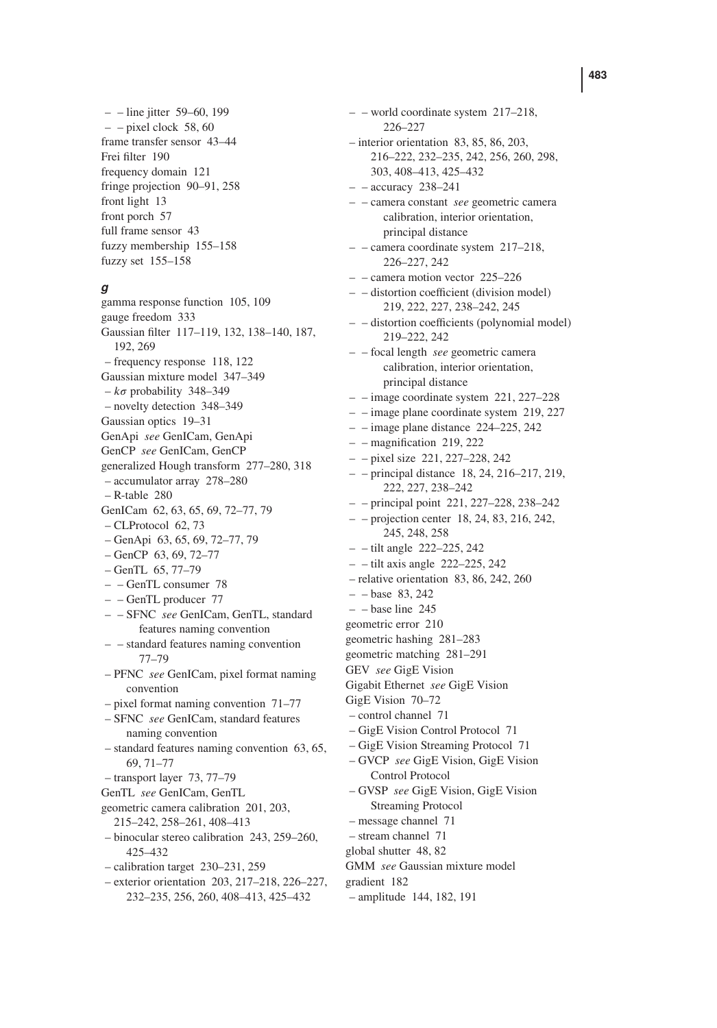– – line jitter 59–60, 199
– – pixel clock 58, 60
frame transfer sensor 43–44
Frei filter 190
frequency domain 121
fringe projection 90–91, 258
front light 13
front porch 57
full frame sensor 43
fuzzy membership 155–158
fuzzy set 155–158

### *g*

gamma response function 105, 109
gauge freedom 333
Gaussian filter 117–119, 132, 138–140, 187, 192, 269
– frequency response 118, 122
Gaussian mixture model 347–349
– $k\sigma$ probability 348–349
– novelty detection 348–349
Gaussian optics 19–31
GenApi *see* GenICam, GenApi
GenCP *see* GenICam, GenCP
generalized Hough transform 277–280, 318
– accumulator array 278–280
– R-table 280
GenICam 62, 63, 65, 69, 72–77, 79
– CLProtocol 62, 73
– GenApi 63, 65, 69, 72–77, 79
– GenCP 63, 69, 72–77
– GenTL 65, 77–79
– – GenTL consumer 78
– – GenTL producer 77
– – SFNC *see* GenICam, GenTL, standard features naming convention
– – standard features naming convention 77–79
– PFNC *see* GenICam, pixel format naming convention
– pixel format naming convention 71–77
– SFNC *see* GenICam, standard features naming convention
– standard features naming convention 63, 65, 69, 71–77
– transport layer 73, 77–79
GenTL *see* GenICam, GenTL
geometric camera calibration 201, 203, 215–242, 258–261, 408–413
– binocular stereo calibration 243, 259–260, 425–432
– calibration target 230–231, 259
– exterior orientation 203, 217–218, 226–227, 232–235, 256, 260, 408–413, 425–432
– – world coordinate system 217–218, 226–227
– interior orientation 83, 85, 86, 203, 216–222, 232–235, 242, 256, 260, 298, 303, 408–413, 425–432
– – accuracy 238–241
– – camera constant *see* geometric camera calibration, interior orientation, principal distance
– – camera coordinate system 217–218, 226–227, 242
– – camera motion vector 225–226
– – distortion coefficient (division model) 219, 222, 227, 238–242, 245
– – distortion coefficients (polynomial model) 219–222, 242
– – focal length *see* geometric camera calibration, interior orientation, principal distance
– – image coordinate system 221, 227–228
– – image plane coordinate system 219, 227
– – image plane distance 224–225, 242
– – magnification 219, 222
– – pixel size 221, 227–228, 242
– – principal distance 18, 24, 216–217, 219, 222, 227, 238–242
– – principal point 221, 227–228, 238–242
– – projection center 18, 24, 83, 216, 242, 245, 248, 258
– – tilt angle 222–225, 242
– – tilt axis angle 222–225, 242
– relative orientation 83, 86, 242, 260
– – base 83, 242
– – base line 245
geometric error 210
geometric hashing 281–283
geometric matching 281–291
GEV *see* GigE Vision
Gigabit Ethernet *see* GigE Vision
GigE Vision 70–72
– control channel 71
– GigE Vision Control Protocol 71
– GigE Vision Streaming Protocol 71
– GVCP *see* GigE Vision, GigE Vision Control Protocol
– GVSP *see* GigE Vision, GigE Vision Streaming Protocol
– message channel 71
– stream channel 71
global shutter 48, 82
GMM *see* Gaussian mixture model
gradient 182
– amplitude 144, 182, 191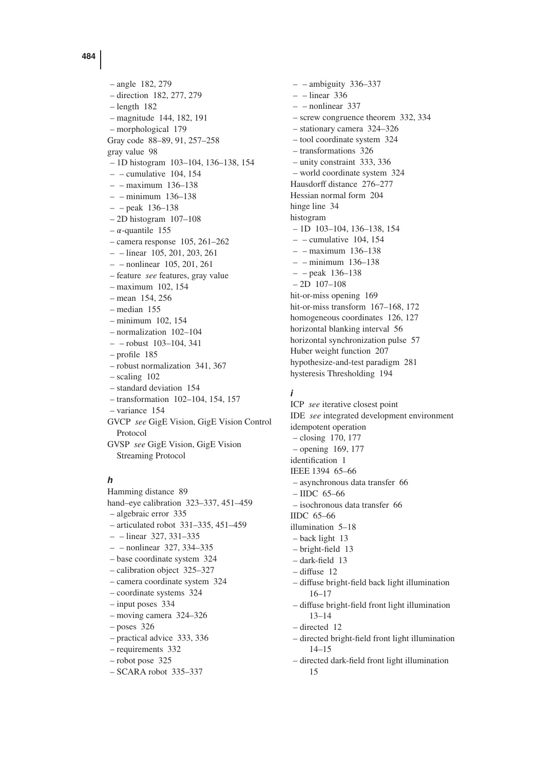– angle 182, 279
– direction 182, 277, 279
– length 182
– magnitude 144, 182, 191
– morphological 179

Gray code 88–89, 91, 257–258

gray value 98
– 1D histogram 103–104, 136–138, 154
– – cumulative 104, 154
– – maximum 136–138
– – minimum 136–138
– – peak 136–138
– 2D histogram 107–108
– $\alpha$-quantile 155
– camera response 105, 261–262
– – linear 105, 201, 203, 261
– – nonlinear 105, 201, 261
– feature *see* features, gray value
– maximum 102, 154
– mean 154, 256
– median 155
– minimum 102, 154
– normalization 102–104
– – robust 103–104, 341
– profile 185
– robust normalization 341, 367
– scaling 102
– standard deviation 154
– transformation 102–104, 154, 157
– variance 154

GVCP *see* GigE Vision, GigE Vision Control Protocol

GVSP *see* GigE Vision, GigE Vision Streaming Protocol

## *h*

Hamming distance 89

hand–eye calibration 323–337, 451–459
– algebraic error 335
– articulated robot 331–335, 451–459
– – linear 327, 331–335
– – nonlinear 327, 334–335
– base coordinate system 324
– calibration object 325–327
– camera coordinate system 324
– coordinate systems 324
– input poses 334
– moving camera 324–326
– poses 326
– practical advice 333, 336
– requirements 332
– robot pose 325
– SCARA robot 335–337
– – ambiguity 336–337
– – linear 336
– – nonlinear 337
– screw congruence theorem 332, 334
– stationary camera 324–326
– tool coordinate system 324
– transformations 326
– unity constraint 333, 336
– world coordinate system 324

Hausdorff distance 276–277

Hessian normal form 204

hinge line 34

histogram
– 1D 103–104, 136–138, 154
– – cumulative 104, 154
– – maximum 136–138
– – minimum 136–138
– – peak 136–138
– 2D 107–108

hit-or-miss opening 169

hit-or-miss transform 167–168, 172

homogeneous coordinates 126, 127

horizontal blanking interval 56

horizontal synchronization pulse 57

Huber weight function 207

hypothesize-and-test paradigm 281

hysteresis Thresholding 194

## *i*

ICP *see* iterative closest point

IDE *see* integrated development environment

idempotent operation
– closing 170, 177
– opening 169, 177

identification 1

IEEE 1394 65–66
– asynchronous data transfer 66
– IIDC 65–66
– isochronous data transfer 66

IIDC 65–66

illumination 5–18
– back light 13
– bright-field 13
– dark-field 13
– diffuse 12
– diffuse bright-field back light illumination 16–17
– diffuse bright-field front light illumination 13–14
– directed 12
– directed bright-field front light illumination 14–15
– directed dark-field front light illumination 15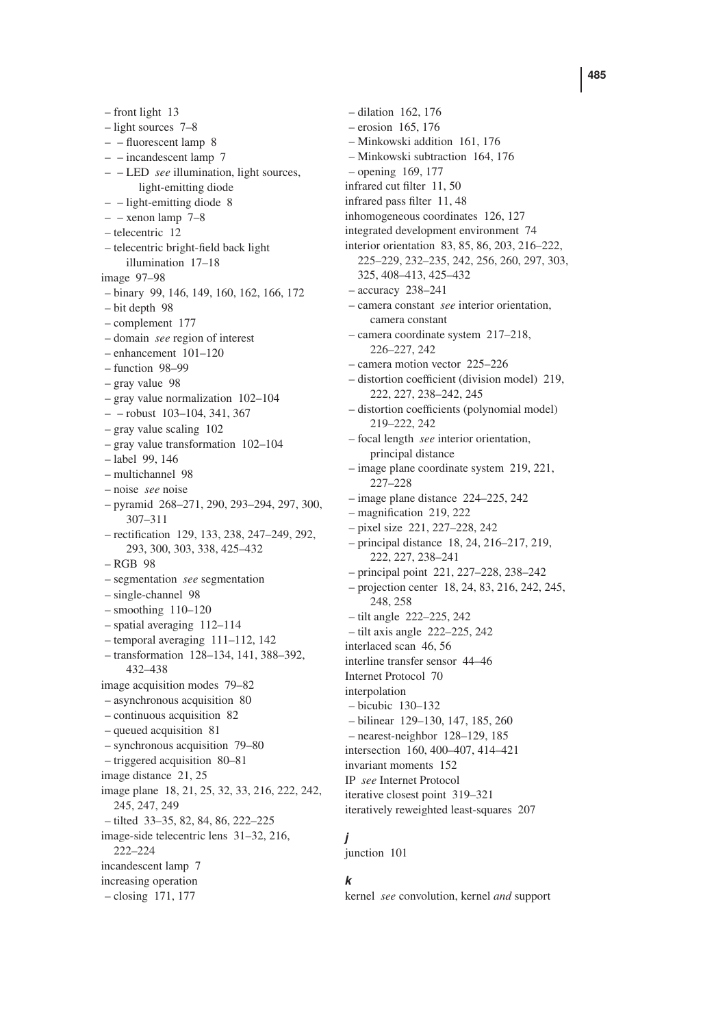– front light 13
– light sources 7–8
– – fluorescent lamp 8
– – incandescent lamp 7
– – LED *see* illumination, light sources, light-emitting diode
– – light-emitting diode 8
– – xenon lamp 7–8
– telecentric 12
– telecentric bright-field back light illumination 17–18

image 97–98
– binary 99, 146, 149, 160, 162, 166, 172
– bit depth 98
– complement 177
– domain *see* region of interest
– enhancement 101–120
– function 98–99
– gray value 98
– gray value normalization 102–104
– – robust 103–104, 341, 367
– gray value scaling 102
– gray value transformation 102–104
– label 99, 146
– multichannel 98
– noise *see* noise
– pyramid 268–271, 290, 293–294, 297, 300, 307–311
– rectification 129, 133, 238, 247–249, 292, 293, 300, 303, 338, 425–432
– RGB 98
– segmentation *see* segmentation
– single-channel 98
– smoothing 110–120
– spatial averaging 112–114
– temporal averaging 111–112, 142
– transformation 128–134, 141, 388–392, 432–438

image acquisition modes 79–82
– asynchronous acquisition 80
– continuous acquisition 82
– queued acquisition 81
– synchronous acquisition 79–80
– triggered acquisition 80–81

image distance 21, 25

image plane 18, 21, 25, 32, 33, 216, 222, 242, 245, 247, 249
– tilted 33–35, 82, 84, 86, 222–225

image-side telecentric lens 31–32, 216, 222–224

incandescent lamp 7

increasing operation
– closing 171, 177
– dilation 162, 176
– erosion 165, 176
– Minkowski addition 161, 176
– Minkowski subtraction 164, 176
– opening 169, 177

infrared cut filter 11, 50

infrared pass filter 11, 48

inhomogeneous coordinates 126, 127

integrated development environment 74

interior orientation 83, 85, 86, 203, 216–222, 225–229, 232–235, 242, 256, 260, 297, 303, 325, 408–413, 425–432
– accuracy 238–241
– camera constant *see* interior orientation, camera constant
– camera coordinate system 217–218, 226–227, 242
– camera motion vector 225–226
– distortion coefficient (division model) 219, 222, 227, 238–242, 245
– distortion coefficients (polynomial model) 219–222, 242
– focal length *see* interior orientation, principal distance
– image plane coordinate system 219, 221, 227–228
– image plane distance 224–225, 242
– magnification 219, 222
– pixel size 221, 227–228, 242
– principal distance 18, 24, 216–217, 219, 222, 227, 238–241
– principal point 221, 227–228, 238–242
– projection center 18, 24, 83, 216, 242, 245, 248, 258
– tilt angle 222–225, 242
– tilt axis angle 222–225, 242

interlaced scan 46, 56

interline transfer sensor 44–46

Internet Protocol 70

interpolation
– bicubic 130–132
– bilinear 129–130, 147, 185, 260
– nearest-neighbor 128–129, 185

intersection 160, 400–407, 414–421

invariant moments 152

IP *see* Internet Protocol

iterative closest point 319–321

iteratively reweighted least-squares 207

### *j*

junction 101

### *k*

kernel *see* convolution, kernel *and* support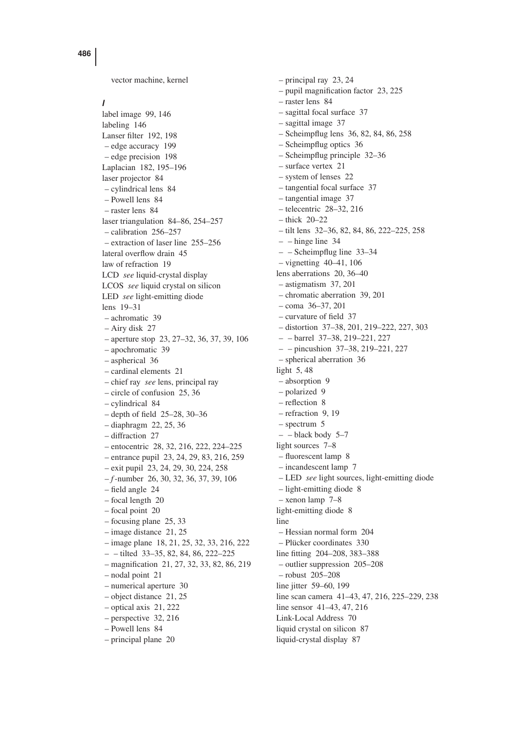vector machine, kernel

## l

label image 99, 146
labeling 146
Lanser filter 192, 198
– edge accuracy 199
– edge precision 198
Laplacian 182, 195–196
laser projector 84
– cylindrical lens 84
– Powell lens 84
– raster lens 84
laser triangulation 84–86, 254–257
– calibration 256–257
– extraction of laser line 255–256
lateral overflow drain 45
law of refraction 19
LCD *see* liquid-crystal display
LCOS *see* liquid crystal on silicon
LED *see* light-emitting diode
lens 19–31
– achromatic 39
– Airy disk 27
– aperture stop 23, 27–32, 36, 37, 39, 106
– apochromatic 39
– aspherical 36
– cardinal elements 21
– chief ray *see* lens, principal ray
– circle of confusion 25, 36
– cylindrical 84
– depth of field 25–28, 30–36
– diaphragm 22, 25, 36
– diffraction 27
– entocentric 28, 32, 216, 222, 224–225
– entrance pupil 23, 24, 29, 83, 216, 259
– exit pupil 23, 24, 29, 30, 224, 258
– $f$-number 26, 30, 32, 36, 37, 39, 106
– field angle 24
– focal length 20
– focal point 20
– focusing plane 25, 33
– image distance 21, 25
– image plane 18, 21, 25, 32, 33, 216, 222
– – tilted 33–35, 82, 84, 86, 222–225
– magnification 21, 27, 32, 33, 82, 86, 219
– nodal point 21
– numerical aperture 30
– object distance 21, 25
– optical axis 21, 222
– perspective 32, 216
– Powell lens 84
– principal plane 20
– principal ray 23, 24
– pupil magnification factor 23, 225
– raster lens 84
– sagittal focal surface 37
– sagittal image 37
– Scheimpflug lens 36, 82, 84, 86, 258
– Scheimpflug optics 36
– Scheimpflug principle 32–36
– surface vertex 21
– system of lenses 22
– tangential focal surface 37
– tangential image 37
– telecentric 28–32, 216
– thick 20–22
– tilt lens 32–36, 82, 84, 86, 222–225, 258
– – hinge line 34
– – Scheimpflug line 33–34
– vignetting 40–41, 106
lens aberrations 20, 36–40
– astigmatism 37, 201
– chromatic aberration 39, 201
– coma 36–37, 201
– curvature of field 37
– distortion 37–38, 201, 219–222, 227, 303
– – barrel 37–38, 219–221, 227
– – pincushion 37–38, 219–221, 227
– spherical aberration 36
light 5, 48
– absorption 9
– polarized 9
– reflection 8
– refraction 9, 19
– spectrum 5
– – black body 5–7
light sources 7–8
– fluorescent lamp 8
– incandescent lamp 7
– LED *see* light sources, light-emitting diode
– light-emitting diode 8
– xenon lamp 7–8
light-emitting diode 8
line
– Hessian normal form 204
– Plücker coordinates 330
line fitting 204–208, 383–388
– outlier suppression 205–208
– robust 205–208
line jitter 59–60, 199
line scan camera 41–43, 47, 216, 225–229, 238
line sensor 41–43, 47, 216
Link-Local Address 70
liquid crystal on silicon 87
liquid-crystal display 87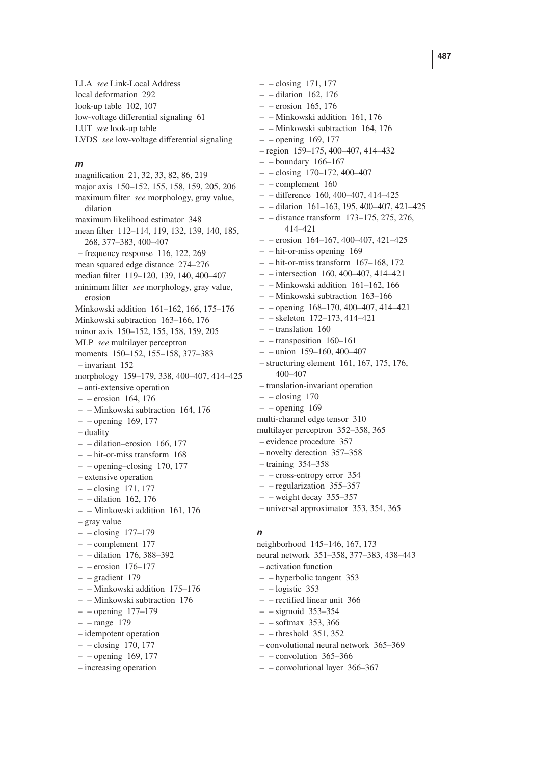LLA *see* Link-Local Address
local deformation 292
look-up table 102, 107
low-voltage differential signaling 61
LUT *see* look-up table
LVDS *see* low-voltage differential signaling

### m

magnification 21, 32, 33, 82, 86, 219
major axis 150–152, 155, 158, 159, 205, 206
maximum filter *see* morphology, gray value, dilation
maximum likelihood estimator 348
mean filter 112–114, 119, 132, 139, 140, 185, 268, 377–383, 400–407
– frequency response 116, 122, 269
mean squared edge distance 274–276
median filter 119–120, 139, 140, 400–407
minimum filter *see* morphology, gray value, erosion
Minkowski addition 161–162, 166, 175–176
Minkowski subtraction 163–166, 176
minor axis 150–152, 155, 158, 159, 205
MLP *see* multilayer perceptron
moments 150–152, 155–158, 377–383
– invariant 152
morphology 159–179, 338, 400–407, 414–425
– anti-extensive operation
– – erosion 164, 176
– – Minkowski subtraction 164, 176
– – opening 169, 177
– duality
– – dilation–erosion 166, 177
– – hit-or-miss transform 168
– – opening–closing 170, 177
– extensive operation
– – closing 171, 177
– – dilation 162, 176
– – Minkowski addition 161, 176
– gray value
– – closing 177–179
– – complement 177
– – dilation 176, 388–392
– – erosion 176–177
– – gradient 179
– – Minkowski addition 175–176
– – Minkowski subtraction 176
– – opening 177–179
– – range 179
– idempotent operation
– – closing 170, 177
– – opening 169, 177
– increasing operation
– – closing 171, 177
– – dilation 162, 176
– – erosion 165, 176
– – Minkowski addition 161, 176
– – Minkowski subtraction 164, 176
– – opening 169, 177
– region 159–175, 400–407, 414–432
– – boundary 166–167
– – closing 170–172, 400–407
– – complement 160
– – difference 160, 400–407, 414–425
– – dilation 161–163, 195, 400–407, 421–425
– – distance transform 173–175, 275, 276, 414–421
– – erosion 164–167, 400–407, 421–425
– – hit-or-miss opening 169
– – hit-or-miss transform 167–168, 172
– – intersection 160, 400–407, 414–421
– – Minkowski addition 161–162, 166
– – Minkowski subtraction 163–166
– – opening 168–170, 400–407, 414–421
– – skeleton 172–173, 414–421
– – translation 160
– – transposition 160–161
– – union 159–160, 400–407
– structuring element 161, 167, 175, 176, 400–407
– translation-invariant operation
– – closing 170
– – opening 169
multi-channel edge tensor 310
multilayer perceptron 352–358, 365
– evidence procedure 357
– novelty detection 357–358
– training 354–358
– – cross-entropy error 354
– – regularization 355–357
– – weight decay 355–357
– universal approximator 353, 354, 365

### n

neighborhood 145–146, 167, 173
neural network 351–358, 377–383, 438–443
– activation function
– – hyperbolic tangent 353
– – logistic 353
– – rectified linear unit 366
– – sigmoid 353–354
– – softmax 353, 366
– – threshold 351, 352
– convolutional neural network 365–369
– – convolution 365–366
– – convolutional layer 366–367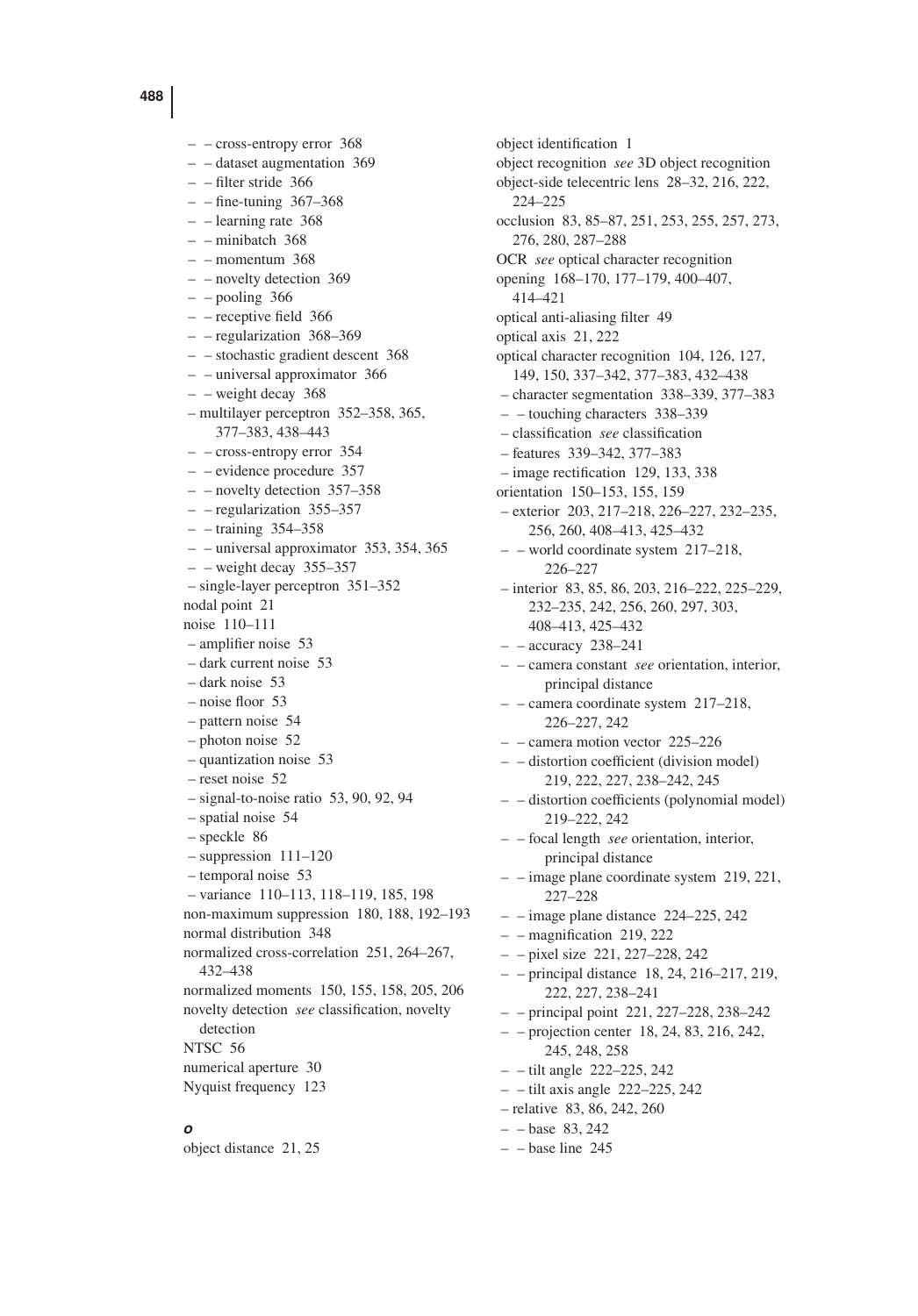– – cross-entropy error 368
– – dataset augmentation 369
– – filter stride 366
– – fine-tuning 367–368
– – learning rate 368
– – minibatch 368
– – momentum 368
– – novelty detection 369
– – pooling 366
– – receptive field 366
– – regularization 368–369
– – stochastic gradient descent 368
– – universal approximator 366
– – weight decay 368
– multilayer perceptron 352–358, 365, 377–383, 438–443
– – cross-entropy error 354
– – evidence procedure 357
– – novelty detection 357–358
– – regularization 355–357
– – training 354–358
– – universal approximator 353, 354, 365
– – weight decay 355–357
– single-layer perceptron 351–352
nodal point 21
noise 110–111
– amplifier noise 53
– dark current noise 53
– dark noise 53
– noise floor 53
– pattern noise 54
– photon noise 52
– quantization noise 53
– reset noise 52
– signal-to-noise ratio 53, 90, 92, 94
– spatial noise 54
– speckle 86
– suppression 111–120
– temporal noise 53
– variance 110–113, 118–119, 185, 198
non-maximum suppression 180, 188, 192–193
normal distribution 348
normalized cross-correlation 251, 264–267, 432–438
normalized moments 150, 155, 158, 205, 206
novelty detection *see* classification, novelty detection
NTSC 56
numerical aperture 30
Nyquist frequency 123

## O

object distance 21, 25
object identification 1
object recognition *see* 3D object recognition
object-side telecentric lens 28–32, 216, 222, 224–225
occlusion 83, 85–87, 251, 253, 255, 257, 273, 276, 280, 287–288
OCR *see* optical character recognition
opening 168–170, 177–179, 400–407, 414–421
optical anti-aliasing filter 49
optical axis 21, 222
optical character recognition 104, 126, 127, 149, 150, 337–342, 377–383, 432–438
– character segmentation 338–339, 377–383
– – touching characters 338–339
– classification *see* classification
– features 339–342, 377–383
– image rectification 129, 133, 338
orientation 150–153, 155, 159
– exterior 203, 217–218, 226–227, 232–235, 256, 260, 408–413, 425–432
– – world coordinate system 217–218, 226–227
– interior 83, 85, 86, 203, 216–222, 225–229, 232–235, 242, 256, 260, 297, 303, 408–413, 425–432
– – accuracy 238–241
– – camera constant *see* orientation, interior, principal distance
– – camera coordinate system 217–218, 226–227, 242
– – camera motion vector 225–226
– – distortion coefficient (division model) 219, 222, 227, 238–242, 245
– – distortion coefficients (polynomial model) 219–222, 242
– – focal length *see* orientation, interior, principal distance
– – image plane coordinate system 219, 221, 227–228
– – image plane distance 224–225, 242
– – magnification 219, 222
– – pixel size 221, 227–228, 242
– – principal distance 18, 24, 216–217, 219, 222, 227, 238–241
– – principal point 221, 227–228, 238–242
– – projection center 18, 24, 83, 216, 242, 245, 248, 258
– – tilt angle 222–225, 242
– – tilt axis angle 222–225, 242
– relative 83, 86, 242, 260
– – base 83, 242
– – base line 245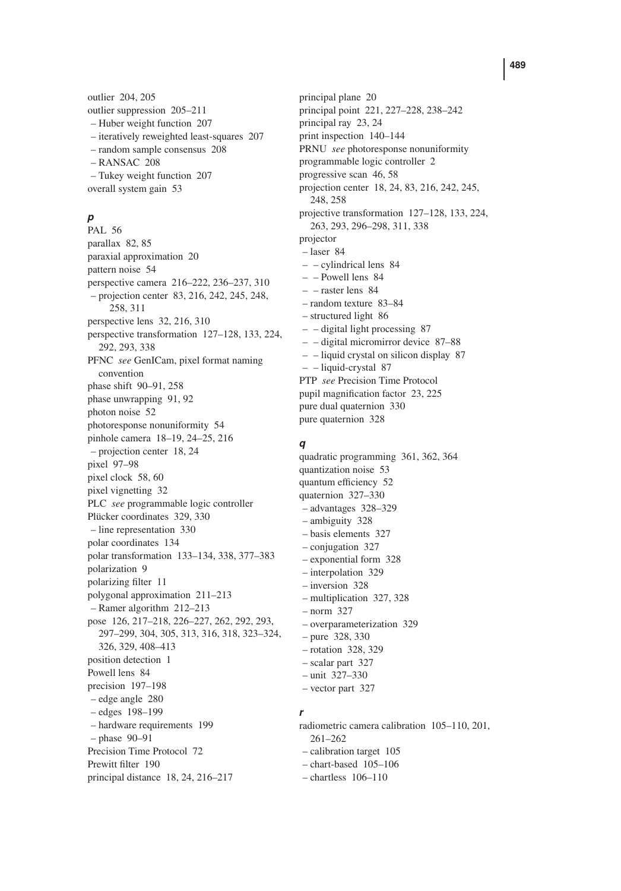outlier 204, 205
outlier suppression 205–211
– Huber weight function 207
– iteratively reweighted least-squares 207
– random sample consensus 208
– RANSAC 208
– Tukey weight function 207
overall system gain 53

### *p*

PAL 56
parallax 82, 85
paraxial approximation 20
pattern noise 54
perspective camera 216–222, 236–237, 310
– projection center 83, 216, 242, 245, 248, 258, 311
perspective lens 32, 216, 310
perspective transformation 127–128, 133, 224, 292, 293, 338
PFNC *see* GenICam, pixel format naming convention
phase shift 90–91, 258
phase unwrapping 91, 92
photon noise 52
photoresponse nonuniformity 54
pinhole camera 18–19, 24–25, 216
– projection center 18, 24
pixel 97–98
pixel clock 58, 60
pixel vignetting 32
PLC *see* programmable logic controller
Plücker coordinates 329, 330
– line representation 330
polar coordinates 134
polar transformation 133–134, 338, 377–383
polarization 9
polarizing filter 11
polygonal approximation 211–213
– Ramer algorithm 212–213
pose 126, 217–218, 226–227, 262, 292, 293, 297–299, 304, 305, 313, 316, 318, 323–324, 326, 329, 408–413
position detection 1
Powell lens 84
precision 197–198
– edge angle 280
– edges 198–199
– hardware requirements 199
– phase 90–91
Precision Time Protocol 72
Prewitt filter 190
principal distance 18, 24, 216–217
principal plane 20
principal point 221, 227–228, 238–242
principal ray 23, 24
print inspection 140–144
PRNU *see* photoresponse nonuniformity
programmable logic controller 2
progressive scan 46, 58
projection center 18, 24, 83, 216, 242, 245, 248, 258
projective transformation 127–128, 133, 224, 263, 293, 296–298, 311, 338
projector
– laser 84
– – cylindrical lens 84
– – Powell lens 84
– – raster lens 84
– random texture 83–84
– structured light 86
– – digital light processing 87
– – digital micromirror device 87–88
– – liquid crystal on silicon display 87
– – liquid-crystal 87
PTP *see* Precision Time Protocol
pupil magnification factor 23, 225
pure dual quaternion 330
pure quaternion 328

### *q*

quadratic programming 361, 362, 364
quantization noise 53
quantum efficiency 52
quaternion 327–330
– advantages 328–329
– ambiguity 328
– basis elements 327
– conjugation 327
– exponential form 328
– interpolation 329
– inversion 328
– multiplication 327, 328
– norm 327
– overparameterization 329
– pure 328, 330
– rotation 328, 329
– scalar part 327
– unit 327–330
– vector part 327

### *r*

radiometric camera calibration 105–110, 201, 261–262
– calibration target 105
– chart-based 105–106
– chartless 106–110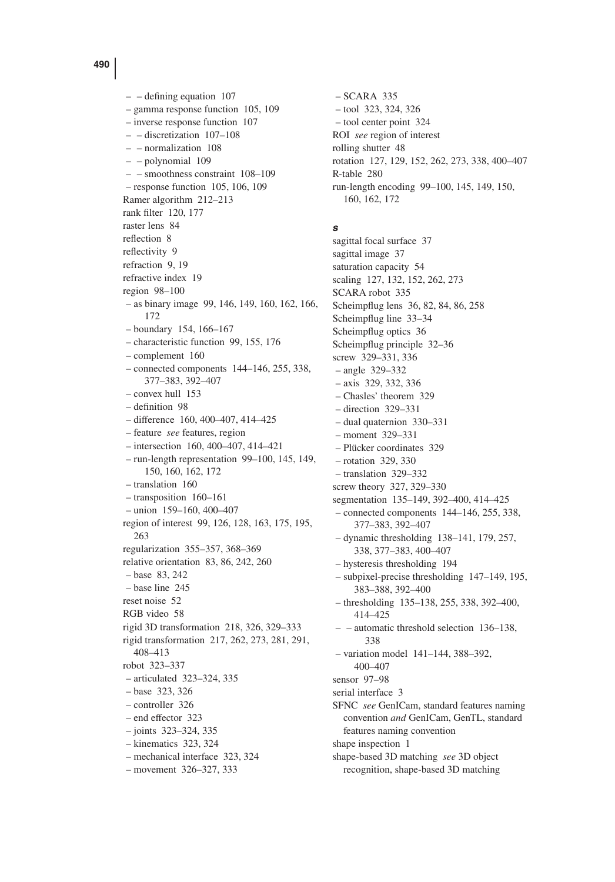– – defining equation 107
– gamma response function 105, 109
– inverse response function 107
– – discretization 107–108
– – normalization 108
– – polynomial 109
– – smoothness constraint 108–109
– response function 105, 106, 109
Ramer algorithm 212–213
rank filter 120, 177
raster lens 84
reflection 8
reflectivity 9
refraction 9, 19
refractive index 19
region 98–100
– as binary image 99, 146, 149, 160, 162, 166, 172
– boundary 154, 166–167
– characteristic function 99, 155, 176
– complement 160
– connected components 144–146, 255, 338, 377–383, 392–407
– convex hull 153
– definition 98
– difference 160, 400–407, 414–425
– feature *see* features, region
– intersection 160, 400–407, 414–421
– run-length representation 99–100, 145, 149, 150, 160, 162, 172
– translation 160
– transposition 160–161
– union 159–160, 400–407
region of interest 99, 126, 128, 163, 175, 195, 263
regularization 355–357, 368–369
relative orientation 83, 86, 242, 260
– base 83, 242
– base line 245
reset noise 52
RGB video 58
rigid 3D transformation 218, 326, 329–333
rigid transformation 217, 262, 273, 281, 291, 408–413
robot 323–337
– articulated 323–324, 335
– base 323, 326
– controller 326
– end effector 323
– joints 323–324, 335
– kinematics 323, 324
– mechanical interface 323, 324
– movement 326–327, 333
– SCARA 335
– tool 323, 324, 326
– tool center point 324
ROI *see* region of interest
rolling shutter 48
rotation 127, 129, 152, 262, 273, 338, 400–407
R-table 280
run-length encoding 99–100, 145, 149, 150, 160, 162, 172

### s

sagittal focal surface 37
sagittal image 37
saturation capacity 54
scaling 127, 132, 152, 262, 273
SCARA robot 335
Scheimpflug lens 36, 82, 84, 86, 258
Scheimpflug line 33–34
Scheimpflug optics 36
Scheimpflug principle 32–36
screw 329–331, 336
– angle 329–332
– axis 329, 332, 336
– Chasles' theorem 329
– direction 329–331
– dual quaternion 330–331
– moment 329–331
– Plücker coordinates 329
– rotation 329, 330
– translation 329–332
screw theory 327, 329–330
segmentation 135–149, 392–400, 414–425
– connected components 144–146, 255, 338, 377–383, 392–407
– dynamic thresholding 138–141, 179, 257, 338, 377–383, 400–407
– hysteresis thresholding 194
– subpixel-precise thresholding 147–149, 195, 383–388, 392–400
– thresholding 135–138, 255, 338, 392–400, 414–425
– – automatic threshold selection 136–138, 338
– variation model 141–144, 388–392, 400–407
sensor 97–98
serial interface 3
SFNC *see* GenICam, standard features naming convention *and* GenICam, GenTL, standard features naming convention
shape inspection 1
shape-based 3D matching *see* 3D object recognition, shape-based 3D matching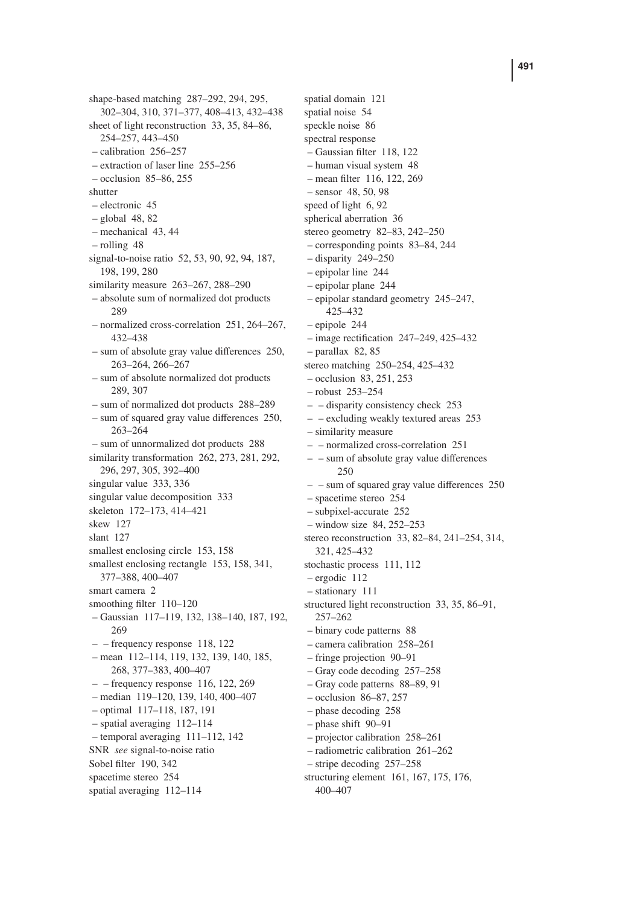shape-based matching 287–292, 294, 295, 302–304, 310, 371–377, 408–413, 432–438
sheet of light reconstruction 33, 35, 84–86, 254–257, 443–450
– calibration 256–257
– extraction of laser line 255–256
– occlusion 85–86, 255
shutter
– electronic 45
– global 48, 82
– mechanical 43, 44
– rolling 48
signal-to-noise ratio 52, 53, 90, 92, 94, 187, 198, 199, 280
similarity measure 263–267, 288–290
– absolute sum of normalized dot products 289
– normalized cross-correlation 251, 264–267, 432–438
– sum of absolute gray value differences 250, 263–264, 266–267
– sum of absolute normalized dot products 289, 307
– sum of normalized dot products 288–289
– sum of squared gray value differences 250, 263–264
– sum of unnormalized dot products 288
similarity transformation 262, 273, 281, 292, 296, 297, 305, 392–400
singular value 333, 336
singular value decomposition 333
skeleton 172–173, 414–421
skew 127
slant 127
smallest enclosing circle 153, 158
smallest enclosing rectangle 153, 158, 341, 377–388, 400–407
smart camera 2
smoothing filter 110–120
– Gaussian 117–119, 132, 138–140, 187, 192, 269
– – frequency response 118, 122
– mean 112–114, 119, 132, 139, 140, 185, 268, 377–383, 400–407
– – frequency response 116, 122, 269
– median 119–120, 139, 140, 400–407
– optimal 117–118, 187, 191
– spatial averaging 112–114
– temporal averaging 111–112, 142
SNR *see* signal-to-noise ratio
Sobel filter 190, 342
spacetime stereo 254
spatial averaging 112–114
spatial domain 121
spatial noise 54
speckle noise 86
spectral response
– Gaussian filter 118, 122
– human visual system 48
– mean filter 116, 122, 269
– sensor 48, 50, 98
speed of light 6, 92
spherical aberration 36
stereo geometry 82–83, 242–250
– corresponding points 83–84, 244
– disparity 249–250
– epipolar line 244
– epipolar plane 244
– epipolar standard geometry 245–247, 425–432
– epipole 244
– image rectification 247–249, 425–432
– parallax 82, 85
stereo matching 250–254, 425–432
– occlusion 83, 251, 253
– robust 253–254
– – disparity consistency check 253
– – excluding weakly textured areas 253
– similarity measure
– – normalized cross-correlation 251
– – sum of absolute gray value differences 250
– – sum of squared gray value differences 250
– spacetime stereo 254
– subpixel-accurate 252
– window size 84, 252–253
stereo reconstruction 33, 82–84, 241–254, 314, 321, 425–432
stochastic process 111, 112
– ergodic 112
– stationary 111
structured light reconstruction 33, 35, 86–91, 257–262
– binary code patterns 88
– camera calibration 258–261
– fringe projection 90–91
– Gray code decoding 257–258
– Gray code patterns 88–89, 91
– occlusion 86–87, 257
– phase decoding 258
– phase shift 90–91
– projector calibration 258–261
– radiometric calibration 261–262
– stripe decoding 257–258
structuring element 161, 167, 175, 176, 400–407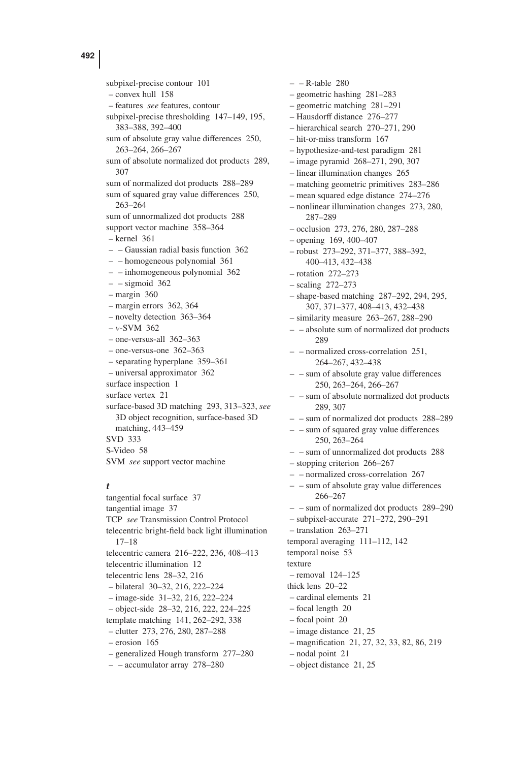subpixel-precise contour 101
– convex hull 158
– features *see* features, contour
subpixel-precise thresholding 147–149, 195, 383–388, 392–400
sum of absolute gray value differences 250, 263–264, 266–267
sum of absolute normalized dot products 289, 307
sum of normalized dot products 288–289
sum of squared gray value differences 250, 263–264
sum of unnormalized dot products 288
support vector machine 358–364
– kernel 361
– – Gaussian radial basis function 362
– – homogeneous polynomial 361
– – inhomogeneous polynomial 362
– – sigmoid 362
– margin 360
– margin errors 362, 364
– novelty detection 363–364
– $\nu$-SVM 362
– one-versus-all 362–363
– one-versus-one 362–363
– separating hyperplane 359–361
– universal approximator 362
surface inspection 1
surface vertex 21
surface-based 3D matching 293, 313–323, *see* 3D object recognition, surface-based 3D matching, 443–459
SVD 333
S-Video 58
SVM *see* support vector machine

***t***

tangential focal surface 37
tangential image 37
TCP *see* Transmission Control Protocol
telecentric bright-field back light illumination 17–18
telecentric camera 216–222, 236, 408–413
telecentric illumination 12
telecentric lens 28–32, 216
– bilateral 30–32, 216, 222–224
– image-side 31–32, 216, 222–224
– object-side 28–32, 216, 222, 224–225
template matching 141, 262–292, 338
– clutter 273, 276, 280, 287–288
– erosion 165
– generalized Hough transform 277–280
– – accumulator array 278–280
– – R-table 280
– geometric hashing 281–283
– geometric matching 281–291
– Hausdorff distance 276–277
– hierarchical search 270–271, 290
– hit-or-miss transform 167
– hypothesize-and-test paradigm 281
– image pyramid 268–271, 290, 307
– linear illumination changes 265
– matching geometric primitives 283–286
– mean squared edge distance 274–276
– nonlinear illumination changes 273, 280, 287–289
– occlusion 273, 276, 280, 287–288
– opening 169, 400–407
– robust 273–292, 371–377, 388–392, 400–413, 432–438
– rotation 272–273
– scaling 272–273
– shape-based matching 287–292, 294, 295, 307, 371–377, 408–413, 432–438
– similarity measure 263–267, 288–290
– – absolute sum of normalized dot products 289
– – normalized cross-correlation 251, 264–267, 432–438
– – sum of absolute gray value differences 250, 263–264, 266–267
– – sum of absolute normalized dot products 289, 307
– – sum of normalized dot products 288–289
– – sum of squared gray value differences 250, 263–264
– – sum of unnormalized dot products 288
– stopping criterion 266–267
– – normalized cross-correlation 267
– – sum of absolute gray value differences 266–267
– – sum of normalized dot products 289–290
– subpixel-accurate 271–272, 290–291
– translation 263–271
temporal averaging 111–112, 142
temporal noise 53
texture
– removal 124–125
thick lens 20–22
– cardinal elements 21
– focal length 20
– focal point 20
– image distance 21, 25
– magnification 21, 27, 32, 33, 82, 86, 219
– nodal point 21
– object distance 21, 25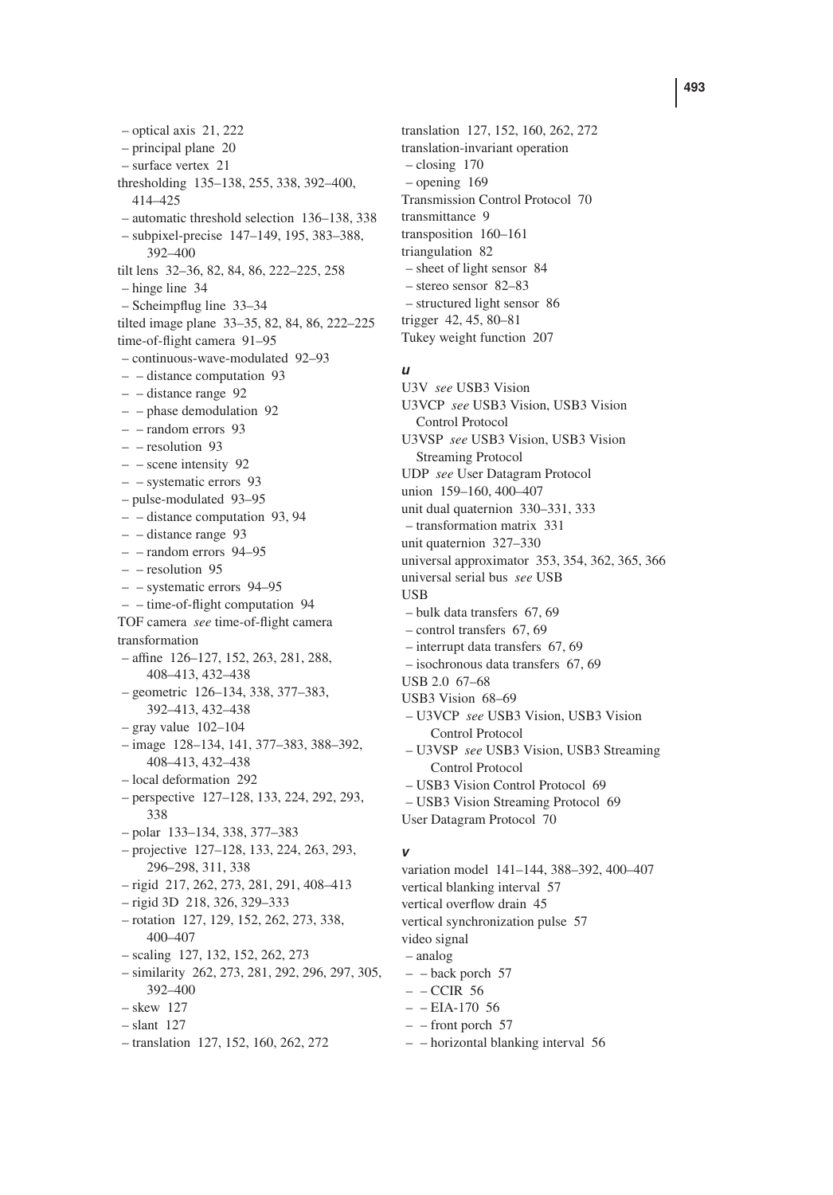– optical axis 21, 222
– principal plane 20
– surface vertex 21

thresholding 135–138, 255, 338, 392–400, 414–425
– automatic threshold selection 136–138, 338
– subpixel-precise 147–149, 195, 383–388, 392–400

tilt lens 32–36, 82, 84, 86, 222–225, 258
– hinge line 34
– Scheimpflug line 33–34

tilted image plane 33–35, 82, 84, 86, 222–225

time-of-flight camera 91–95
– continuous-wave-modulated 92–93
– – distance computation 93
– – distance range 92
– – phase demodulation 92
– – random errors 93
– – resolution 93
– – scene intensity 92
– – systematic errors 93
– pulse-modulated 93–95
– – distance computation 93, 94
– – distance range 93
– – random errors 94–95
– – resolution 95
– – systematic errors 94–95
– – time-of-flight computation 94

TOF camera *see* time-of-flight camera

transformation
– affine 126–127, 152, 263, 281, 288, 408–413, 432–438
– geometric 126–134, 338, 377–383, 392–413, 432–438
– gray value 102–104
– image 128–134, 141, 377–383, 388–392, 408–413, 432–438
– local deformation 292
– perspective 127–128, 133, 224, 292, 293, 338
– polar 133–134, 338, 377–383
– projective 127–128, 133, 224, 263, 293, 296–298, 311, 338
– rigid 217, 262, 273, 281, 291, 408–413
– rigid 3D 218, 326, 329–333
– rotation 127, 129, 152, 262, 273, 338, 400–407
– scaling 127, 132, 152, 262, 273
– similarity 262, 273, 281, 292, 296, 297, 305, 392–400
– skew 127
– slant 127
– translation 127, 152, 160, 262, 272

translation 127, 152, 160, 262, 272

translation-invariant operation
– closing 170
– opening 169

Transmission Control Protocol 70

transmittance 9

transposition 160–161

triangulation 82
– sheet of light sensor 84
– stereo sensor 82–83
– structured light sensor 86

trigger 42, 45, 80–81

Tukey weight function 207

### *u*

U3V *see* USB3 Vision

U3VCP *see* USB3 Vision, USB3 Vision Control Protocol

U3VSP *see* USB3 Vision, USB3 Vision Streaming Protocol

UDP *see* User Datagram Protocol

union 159–160, 400–407

unit dual quaternion 330–331, 333
– transformation matrix 331

unit quaternion 327–330

universal approximator 353, 354, 362, 365, 366

universal serial bus *see* USB

USB
– bulk data transfers 67, 69
– control transfers 67, 69
– interrupt data transfers 67, 69
– isochronous data transfers 67, 69

USB 2.0 67–68

USB3 Vision 68–69
– U3VCP *see* USB3 Vision, USB3 Vision Control Protocol
– U3VSP *see* USB3 Vision, USB3 Streaming Control Protocol
– USB3 Vision Control Protocol 69
– USB3 Vision Streaming Protocol 69

User Datagram Protocol 70

### *v*

variation model 141–144, 388–392, 400–407

vertical blanking interval 57

vertical overflow drain 45

vertical synchronization pulse 57

video signal
– analog
– – back porch 57
– – CCIR 56
– – EIA-170 56
– – front porch 57
– – horizontal blanking interval 56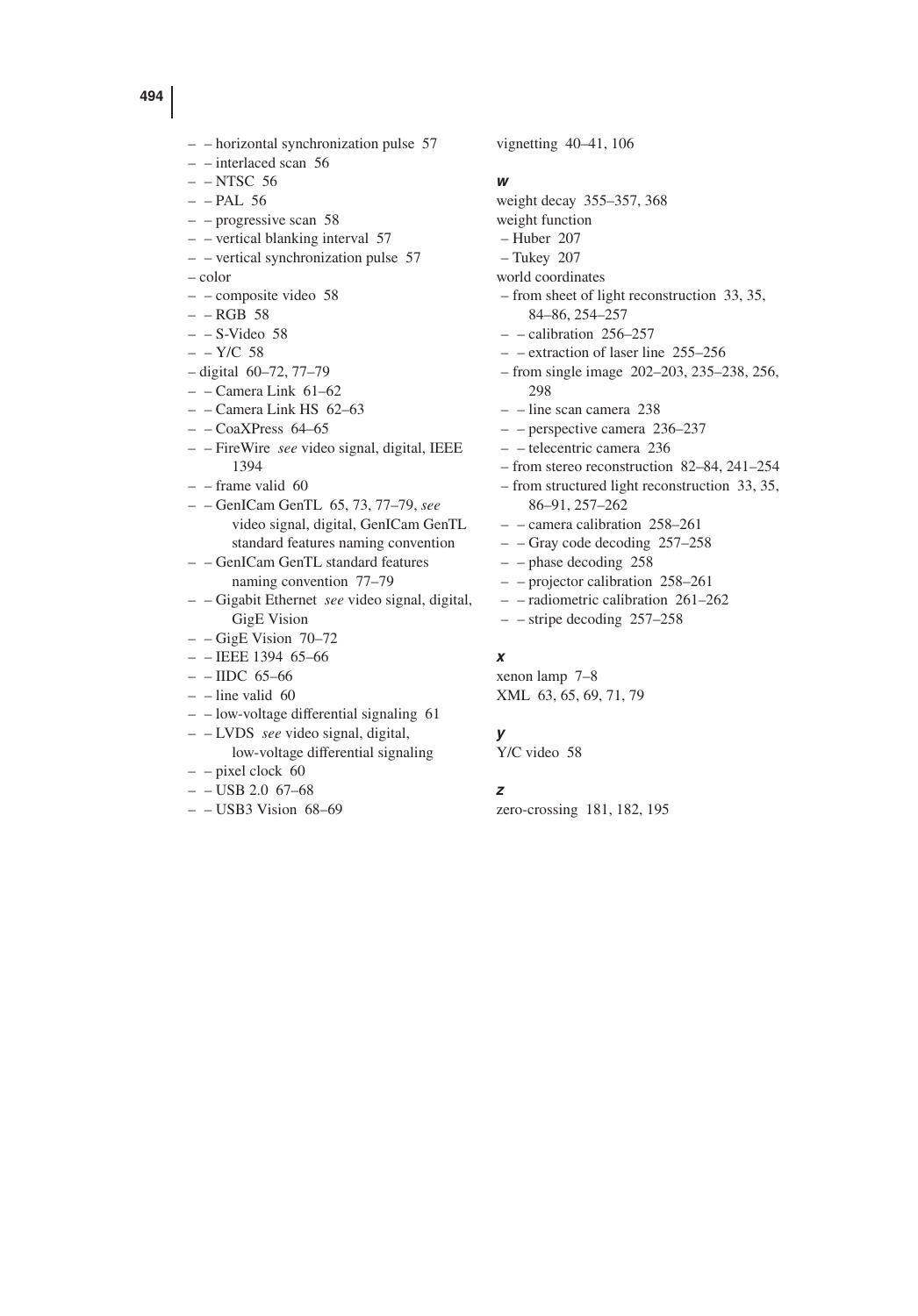– – horizontal synchronization pulse 57
– – interlaced scan 56
– – NTSC 56
– – PAL 56
– – progressive scan 58
– – vertical blanking interval 57
– – vertical synchronization pulse 57
– color
– – composite video 58
– – RGB 58
– – S-Video 58
– – Y/C 58
– digital 60–72, 77–79
– – Camera Link 61–62
– – Camera Link HS 62–63
– – CoaXPress 64–65
– – FireWire *see* video signal, digital, IEEE 1394
– – frame valid 60
– – GenICam GenTL 65, 73, 77–79, *see* video signal, digital, GenICam GenTL standard features naming convention
– – GenICam GenTL standard features naming convention 77–79
– – Gigabit Ethernet *see* video signal, digital, GigE Vision
– – GigE Vision 70–72
– – IEEE 1394 65–66
– – IIDC 65–66
– – line valid 60
– – low-voltage differential signaling 61
– – LVDS *see* video signal, digital, low-voltage differential signaling
– – pixel clock 60
– – USB 2.0 67–68
– – USB3 Vision 68–69

vignetting 40–41, 106

### *w*

weight decay 355–357, 368
weight function
– Huber 207
– Tukey 207
world coordinates
– from sheet of light reconstruction 33, 35, 84–86, 254–257
– – calibration 256–257
– – extraction of laser line 255–256
– from single image 202–203, 235–238, 256, 298
– – line scan camera 238
– – perspective camera 236–237
– – telecentric camera 236
– from stereo reconstruction 82–84, 241–254
– from structured light reconstruction 33, 35, 86–91, 257–262
– – camera calibration 258–261
– – Gray code decoding 257–258
– – phase decoding 258
– – projector calibration 258–261
– – radiometric calibration 261–262
– – stripe decoding 257–258

### *x*

xenon lamp 7–8
XML 63, 65, 69, 71, 79

### *y*

Y/C video 58

### *z*

zero-crossing 181, 182, 195